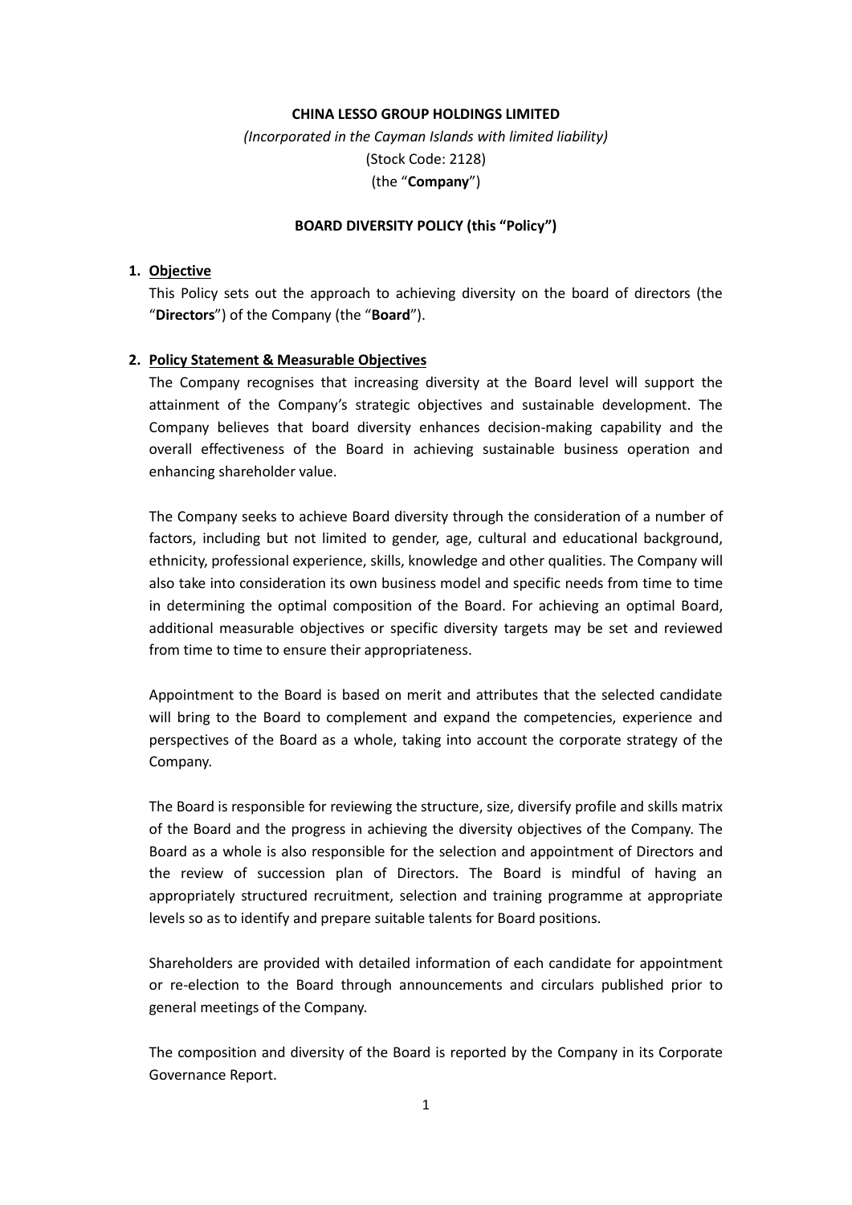**CHINA LESSO GROUP HOLDINGS LIMITED**

*(Incorporated in the Cayman Islands with limited liability)*

(Stock Code: 2128)

(the "**Company**")

**BOARD DIVERSITY POLICY (this "Policy")**

## 1. Objective

This Policy sets out the approach to achieving diversity on the board of directors (the "**Directors**") of the Company (the "**Board**").

## 2. Policy Statement & Measurable Objectives

The Company recognises that increasing diversity at the Board level will support the attainment of the Company's strategic objectives and sustainable development. The Company believes that board diversity enhances decision-making capability and the overall effectiveness of the Board in achieving sustainable business operation and enhancing shareholder value.

The Company seeks to achieve Board diversity through the consideration of a number of factors, including but not limited to gender, age, cultural and educational background, ethnicity, professional experience, skills, knowledge and other qualities. The Company will also take into consideration its own business model and specific needs from time to time in determining the optimal composition of the Board. For achieving an optimal Board, additional measurable objectives or specific diversity targets may be set and reviewed from time to time to ensure their appropriateness.

Appointment to the Board is based on merit and attributes that the selected candidate will bring to the Board to complement and expand the competencies, experience and perspectives of the Board as a whole, taking into account the corporate strategy of the Company.

The Board is responsible for reviewing the structure, size, diversify profile and skills matrix of the Board and the progress in achieving the diversity objectives of the Company. The Board as a whole is also responsible for the selection and appointment of Directors and the review of succession plan of Directors. The Board is mindful of having an appropriately structured recruitment, selection and training programme at appropriate levels so as to identify and prepare suitable talents for Board positions.

Shareholders are provided with detailed information of each candidate for appointment or re-election to the Board through announcements and circulars published prior to general meetings of the Company.

The composition and diversity of the Board is reported by the Company in its Corporate Governance Report.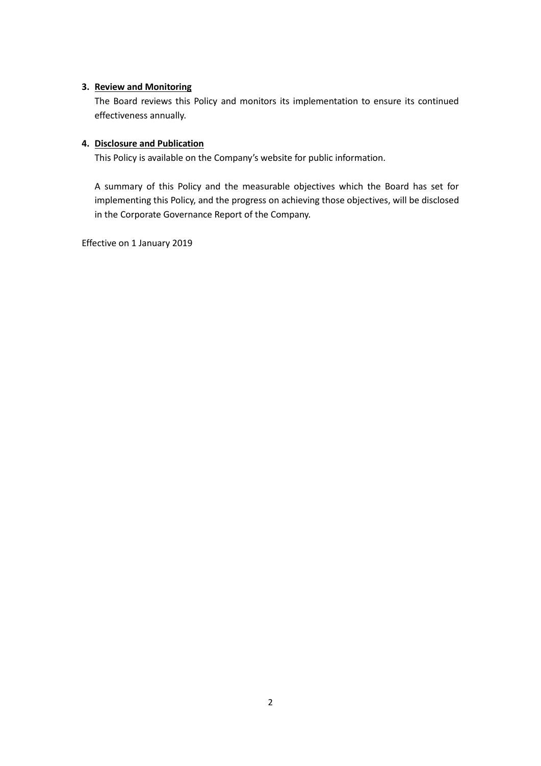3. **Review and Monitoring**

   The Board reviews this Policy and monitors its implementation to ensure its continued effectiveness annually.

4. **Disclosure and Publication**

   This Policy is available on the Company's website for public information.

   A summary of this Policy and the measurable objectives which the Board has set for implementing this Policy, and the progress on achieving those objectives, will be disclosed in the Corporate Governance Report of the Company.

Effective on 1 January 2019